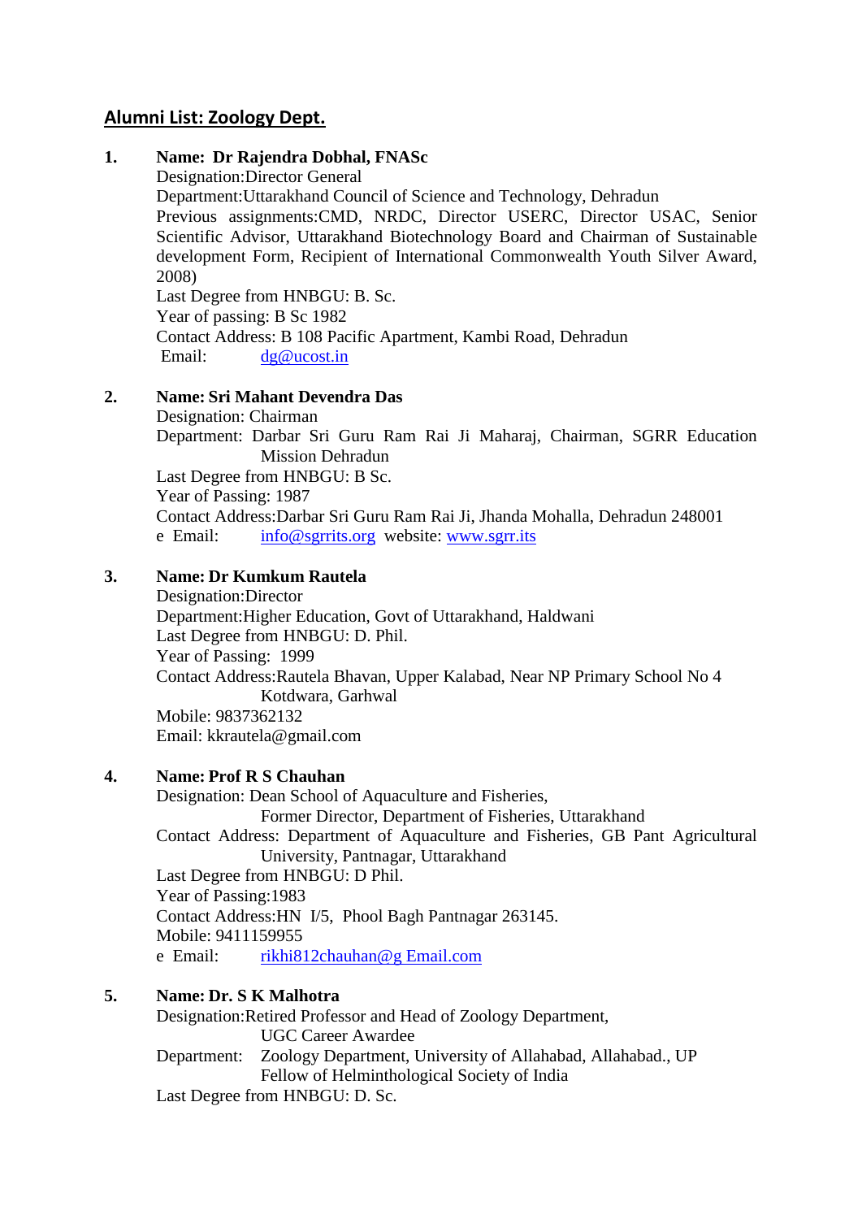## Alumni List: Zoology Dept.

**1. Name: Dr Rajendra Dobhal, FNASc**

Designation:Director General
Department:Uttarakhand Council of Science and Technology, Dehradun
Previous assignments:CMD, NRDC, Director USERC, Director USAC, Senior Scientific Advisor, Uttarakhand Biotechnology Board and Chairman of Sustainable development Form, Recipient of International Commonwealth Youth Silver Award, 2008)
Last Degree from HNBGU: B. Sc.
Year of passing: B Sc 1982
Contact Address: B 108 Pacific Apartment, Kambi Road, Dehradun
Email: dg@ucost.in

**2. Name: Sri Mahant Devendra Das**

Designation: Chairman
Department: Darbar Sri Guru Ram Rai Ji Maharaj, Chairman, SGRR Education Mission Dehradun
Last Degree from HNBGU: B Sc.
Year of Passing: 1987
Contact Address:Darbar Sri Guru Ram Rai Ji, Jhanda Mohalla, Dehradun 248001
e Email: info@sgrrits.org website: www.sgrr.its

**3. Name: Dr Kumkum Rautela**

Designation:Director
Department:Higher Education, Govt of Uttarakhand, Haldwani
Last Degree from HNBGU: D. Phil.
Year of Passing: 1999
Contact Address:Rautela Bhavan, Upper Kalabad, Near NP Primary School No 4 Kotdwara, Garhwal
Mobile: 9837362132
Email: kkrautela@gmail.com

**4. Name: Prof R S Chauhan**

Designation: Dean School of Aquaculture and Fisheries, Former Director, Department of Fisheries, Uttarakhand
Contact Address: Department of Aquaculture and Fisheries, GB Pant Agricultural University, Pantnagar, Uttarakhand
Last Degree from HNBGU: D Phil.
Year of Passing:1983
Contact Address:HN I/5, Phool Bagh Pantnagar 263145.
Mobile: 9411159955
e Email: rikhi812chauhan@g Email.com

**5. Name: Dr. S K Malhotra**

Designation:Retired Professor and Head of Zoology Department, UGC Career Awardee
Department: Zoology Department, University of Allahabad, Allahabad., UP Fellow of Helminthological Society of India
Last Degree from HNBGU: D. Sc.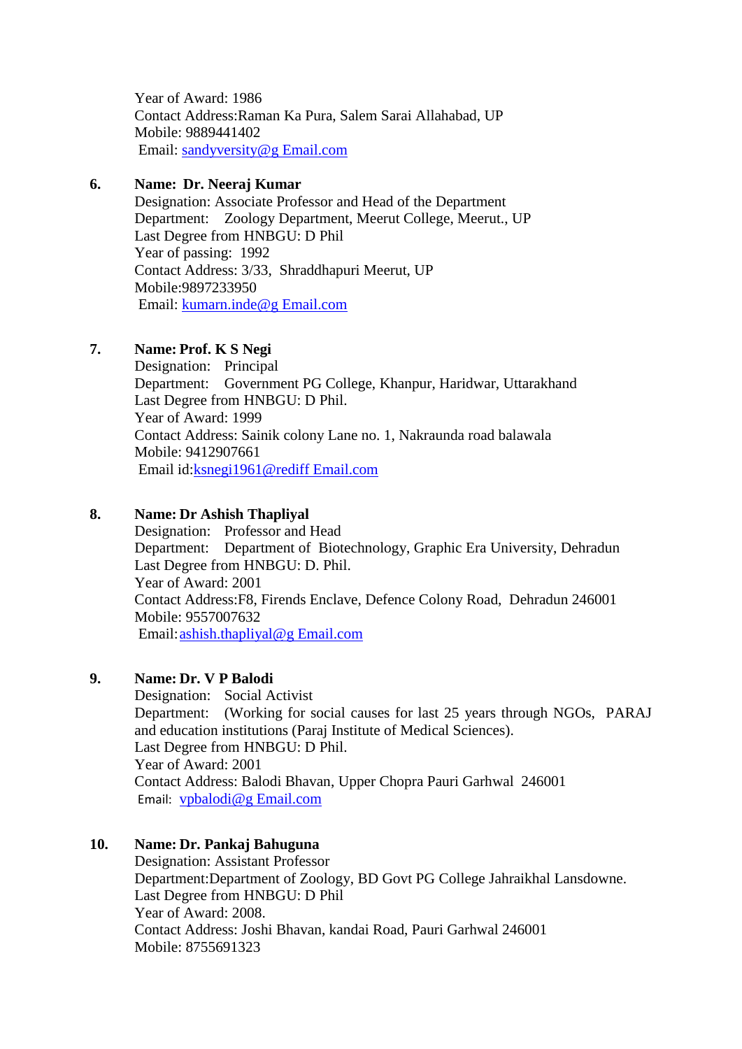Year of Award: 1986
Contact Address:Raman Ka Pura, Salem Sarai Allahabad, UP
Mobile: 9889441402
Email: sandyversity@g Email.com

6. **Name: Dr. Neeraj Kumar**
Designation: Associate Professor and Head of the Department
Department: Zoology Department, Meerut College, Meerut., UP
Last Degree from HNBGU: D Phil
Year of passing: 1992
Contact Address: 3/33, Shraddhapuri Meerut, UP
Mobile:9897233950
Email: kumarn.inde@g Email.com

7. **Name: Prof. K S Negi**
Designation: Principal
Department: Government PG College, Khanpur, Haridwar, Uttarakhand
Last Degree from HNBGU: D Phil.
Year of Award: 1999
Contact Address: Sainik colony Lane no. 1, Nakraunda road balawala
Mobile: 9412907661
Email id:ksnegi1961@rediff Email.com

8. **Name: Dr Ashish Thapliyal**
Designation: Professor and Head
Department: Department of Biotechnology, Graphic Era University, Dehradun
Last Degree from HNBGU: D. Phil.
Year of Award: 2001
Contact Address:F8, Firends Enclave, Defence Colony Road, Dehradun 246001
Mobile: 9557007632
Email:ashish.thapliyal@g Email.com

9. **Name: Dr. V P Balodi**
Designation: Social Activist
Department: (Working for social causes for last 25 years through NGOs, PARAJ and education institutions (Paraj Institute of Medical Sciences).
Last Degree from HNBGU: D Phil.
Year of Award: 2001
Contact Address: Balodi Bhavan, Upper Chopra Pauri Garhwal 246001
Email: vpbalodi@g Email.com

10. **Name: Dr. Pankaj Bahuguna**
Designation: Assistant Professor
Department:Department of Zoology, BD Govt PG College Jahraikhal Lansdowne.
Last Degree from HNBGU: D Phil
Year of Award: 2008.
Contact Address: Joshi Bhavan, kandai Road, Pauri Garhwal 246001
Mobile: 8755691323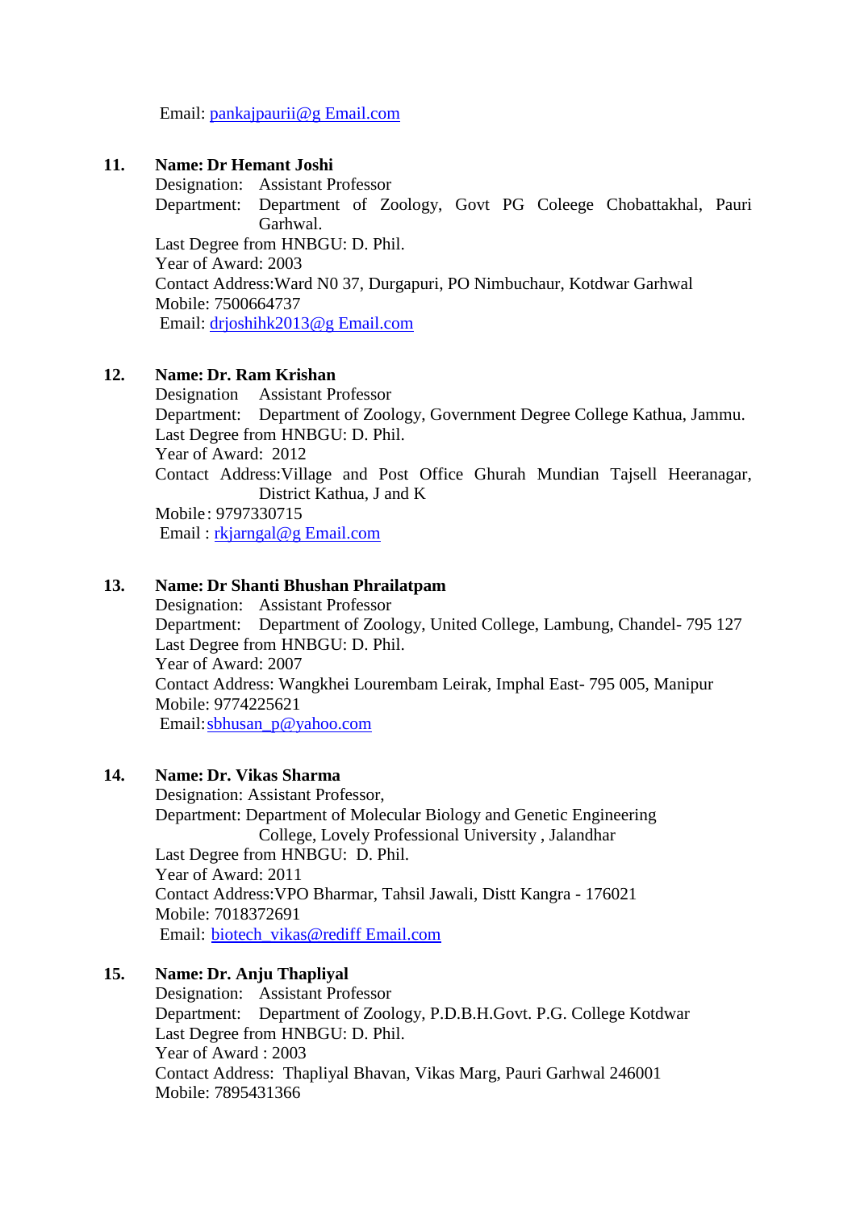Email: pankajpaurii@g Email.com

**11. Name: Dr Hemant Joshi**
Designation: Assistant Professor
Department: Department of Zoology, Govt PG Coleege Chobattakhal, Pauri Garhwal.
Last Degree from HNBGU: D. Phil.
Year of Award: 2003
Contact Address:Ward N0 37, Durgapuri, PO Nimbuchaur, Kotdwar Garhwal
Mobile: 7500664737
Email: drjoshihk2013@g Email.com

**12. Name: Dr. Ram Krishan**
Designation Assistant Professor
Department: Department of Zoology, Government Degree College Kathua, Jammu.
Last Degree from HNBGU: D. Phil.
Year of Award: 2012
Contact Address:Village and Post Office Ghurah Mundian Tajsell Heeranagar, District Kathua, J and K
Mobile: 9797330715
Email : rkjarngal@g Email.com

**13. Name: Dr Shanti Bhushan Phrailatpam**
Designation: Assistant Professor
Department: Department of Zoology, United College, Lambung, Chandel- 795 127
Last Degree from HNBGU: D. Phil.
Year of Award: 2007
Contact Address: Wangkhei Lourembam Leirak, Imphal East- 795 005, Manipur
Mobile: 9774225621
Email: sbhusan_p@yahoo.com

**14. Name: Dr. Vikas Sharma**
Designation: Assistant Professor,
Department: Department of Molecular Biology and Genetic Engineering College, Lovely Professional University , Jalandhar
Last Degree from HNBGU: D. Phil.
Year of Award: 2011
Contact Address:VPO Bharmar, Tahsil Jawali, Distt Kangra - 176021
Mobile: 7018372691
Email: biotech_vikas@rediff Email.com

**15. Name: Dr. Anju Thapliyal**
Designation: Assistant Professor
Department: Department of Zoology, P.D.B.H.Govt. P.G. College Kotdwar
Last Degree from HNBGU: D. Phil.
Year of Award : 2003
Contact Address: Thapliyal Bhavan, Vikas Marg, Pauri Garhwal 246001
Mobile: 7895431366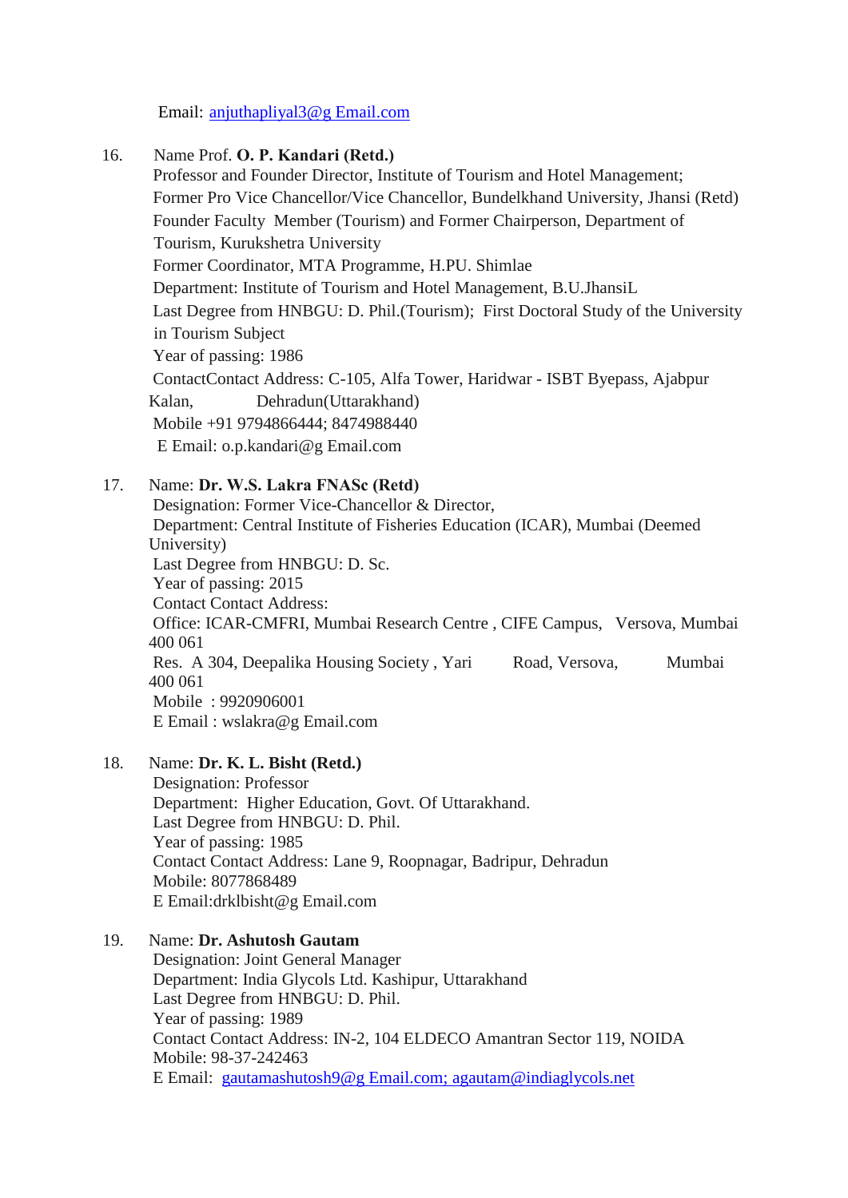Email: anjuthapliyal3@g Email.com

16. Name Prof. **O. P. Kandari (Retd.)**
    Professor and Founder Director, Institute of Tourism and Hotel Management;
    Former Pro Vice Chancellor/Vice Chancellor, Bundelkhand University, Jhansi (Retd)
    Founder Faculty Member (Tourism) and Former Chairperson, Department of Tourism, Kurukshetra University
    Former Coordinator, MTA Programme, H.PU. Shimlae
    Department: Institute of Tourism and Hotel Management, B.U.JhansiL
    Last Degree from HNBGU: D. Phil.(Tourism); First Doctoral Study of the University in Tourism Subject
    Year of passing: 1986
    ContactContact Address: C-105, Alfa Tower, Haridwar - ISBT Byepass, Ajabpur Kalan, Dehradun(Uttarakhand)
    Mobile +91 9794866444; 8474988440
    E Email: o.p.kandari@g Email.com

17. Name: **Dr. W.S. Lakra FNASc (Retd)**
    Designation: Former Vice-Chancellor & Director,
    Department: Central Institute of Fisheries Education (ICAR), Mumbai (Deemed University)
    Last Degree from HNBGU: D. Sc.
    Year of passing: 2015
    Contact Contact Address:
    Office: ICAR-CMFRI, Mumbai Research Centre , CIFE Campus, Versova, Mumbai 400 061
    Res. A 304, Deepalika Housing Society , Yari Road, Versova, Mumbai 400 061
    Mobile : 9920906001
    E Email : wslakra@g Email.com

18. Name: **Dr. K. L. Bisht (Retd.)**
    Designation: Professor
    Department: Higher Education, Govt. Of Uttarakhand.
    Last Degree from HNBGU: D. Phil.
    Year of passing: 1985
    Contact Contact Address: Lane 9, Roopnagar, Badripur, Dehradun
    Mobile: 8077868489
    E Email:drklbisht@g Email.com

19. Name: **Dr. Ashutosh Gautam**
    Designation: Joint General Manager
    Department: India Glycols Ltd. Kashipur, Uttarakhand
    Last Degree from HNBGU: D. Phil.
    Year of passing: 1989
    Contact Contact Address: IN-2, 104 ELDECO Amantran Sector 119, NOIDA
    Mobile: 98-37-242463
    E Email: gautamashutosh9@g Email.com; agautam@indiaglycols.net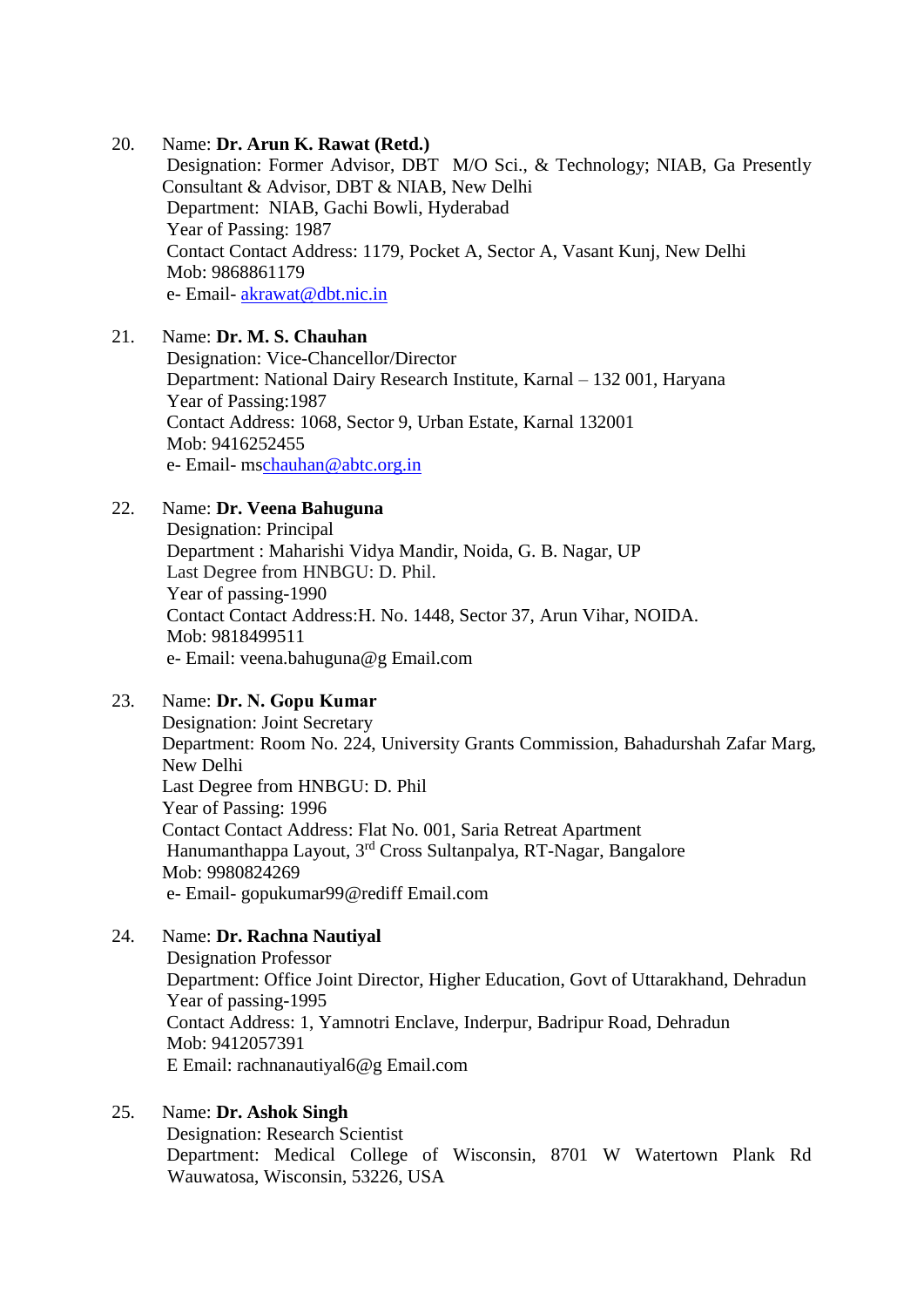20. Name: **Dr. Arun K. Rawat (Retd.)**
    Designation: Former Advisor, DBT M/O Sci., & Technology; NIAB, Ga Presently Consultant & Advisor, DBT & NIAB, New Delhi
    Department: NIAB, Gachi Bowli, Hyderabad
    Year of Passing: 1987
    Contact Contact Address: 1179, Pocket A, Sector A, Vasant Kunj, New Delhi
    Mob: 9868861179
    e- Email- akrawat@dbt.nic.in

21. Name: **Dr. M. S. Chauhan**
    Designation: Vice-Chancellor/Director
    Department: National Dairy Research Institute, Karnal – 132 001, Haryana
    Year of Passing:1987
    Contact Address: 1068, Sector 9, Urban Estate, Karnal 132001
    Mob: 9416252455
    e- Email- mschauhan@abtc.org.in

22. Name: **Dr. Veena Bahuguna**
    Designation: Principal
    Department : Maharishi Vidya Mandir, Noida, G. B. Nagar, UP
    Last Degree from HNBGU: D. Phil.
    Year of passing-1990
    Contact Contact Address:H. No. 1448, Sector 37, Arun Vihar, NOIDA.
    Mob: 9818499511
    e- Email: veena.bahuguna@g Email.com

23. Name: **Dr. N. Gopu Kumar**
    Designation: Joint Secretary
    Department: Room No. 224, University Grants Commission, Bahadurshah Zafar Marg, New Delhi
    Last Degree from HNBGU: D. Phil
    Year of Passing: 1996
    Contact Contact Address: Flat No. 001, Saria Retreat Apartment
    Hanumanthappa Layout, 3rd Cross Sultanpalya, RT-Nagar, Bangalore
    Mob: 9980824269
    e- Email- gopukumar99@rediff Email.com

24. Name: **Dr. Rachna Nautiyal**
    Designation Professor
    Department: Office Joint Director, Higher Education, Govt of Uttarakhand, Dehradun
    Year of passing-1995
    Contact Address: 1, Yamnotri Enclave, Inderpur, Badripur Road, Dehradun
    Mob: 9412057391
    E Email: rachnanautiyal6@g Email.com

25. Name: **Dr. Ashok Singh**
    Designation: Research Scientist
    Department: Medical College of Wisconsin, 8701 W Watertown Plank Rd Wauwatosa, Wisconsin, 53226, USA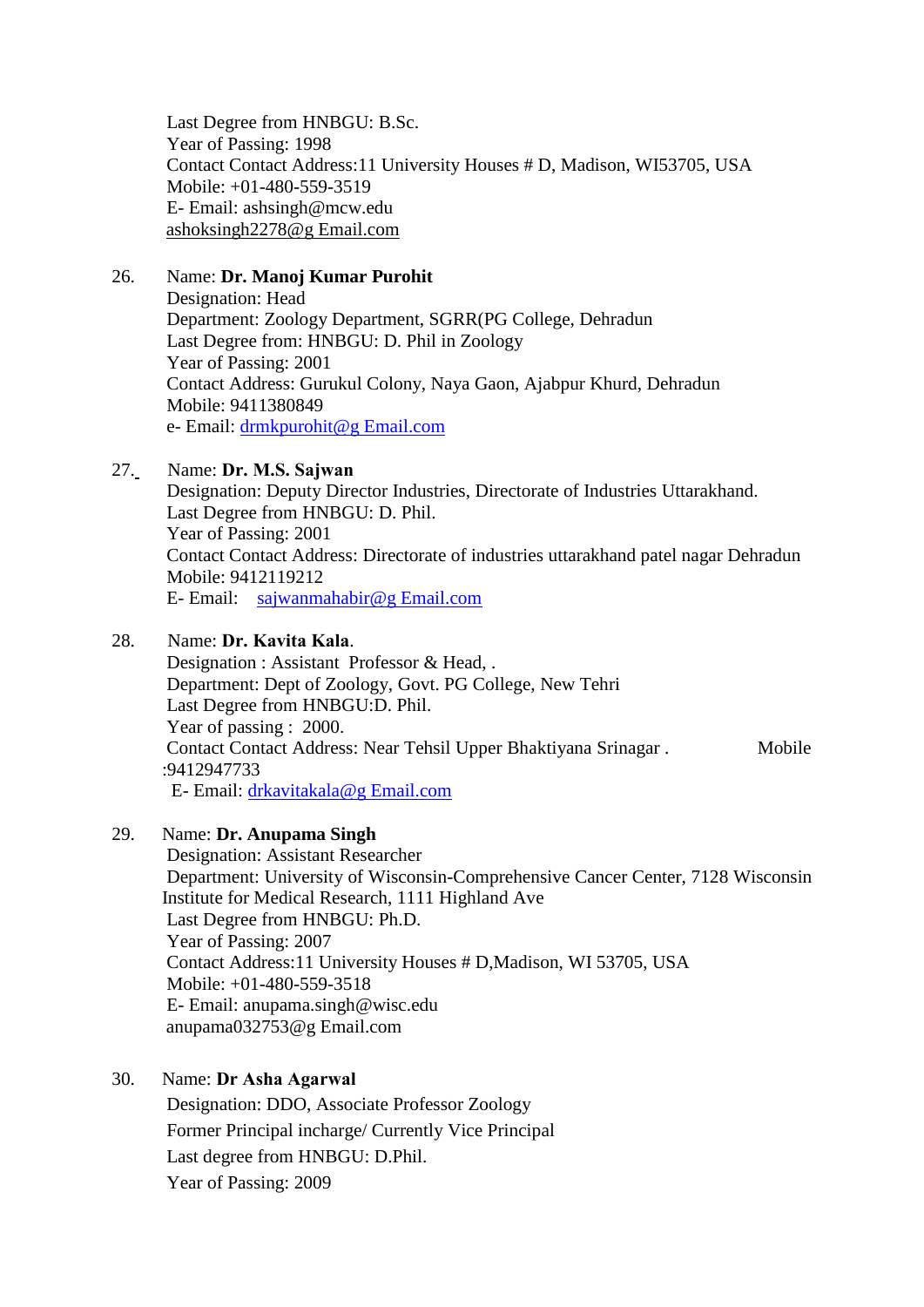Last Degree from HNBGU: B.Sc.
Year of Passing: 1998
Contact Contact Address:11 University Houses # D, Madison, WI53705, USA
Mobile: +01-480-559-3519
E- Email: ashsingh@mcw.edu
ashoksingh2278@g Email.com

26. Name: **Dr. Manoj Kumar Purohit**
Designation: Head
Department: Zoology Department, SGRR(PG College, Dehradun
Last Degree from: HNBGU: D. Phil in Zoology
Year of Passing: 2001
Contact Address: Gurukul Colony, Naya Gaon, Ajabpur Khurd, Dehradun
Mobile: 9411380849
e- Email: drmkpurohit@g Email.com

27. Name: **Dr. M.S. Sajwan**
Designation: Deputy Director Industries, Directorate of Industries Uttarakhand.
Last Degree from HNBGU: D. Phil.
Year of Passing: 2001
Contact Contact Address: Directorate of industries uttarakhand patel nagar Dehradun
Mobile: 9412119212
E- Email: sajwanmahabir@g Email.com

28. Name: **Dr. Kavita Kala**.
Designation : Assistant Professor & Head, .
Department: Dept of Zoology, Govt. PG College, New Tehri
Last Degree from HNBGU:D. Phil.
Year of passing : 2000.
Contact Contact Address: Near Tehsil Upper Bhaktiyana Srinagar . Mobile :9412947733
E- Email: drkavitakala@g Email.com

29. Name: **Dr. Anupama Singh**
Designation: Assistant Researcher
Department: University of Wisconsin-Comprehensive Cancer Center, 7128 Wisconsin Institute for Medical Research, 1111 Highland Ave
Last Degree from HNBGU: Ph.D.
Year of Passing: 2007
Contact Address:11 University Houses # D,Madison, WI 53705, USA
Mobile: +01-480-559-3518
E- Email: anupama.singh@wisc.edu
anupama032753@g Email.com

30. Name: **Dr Asha Agarwal**
Designation: DDO, Associate Professor Zoology
Former Principal incharge/ Currently Vice Principal
Last degree from HNBGU: D.Phil.
Year of Passing: 2009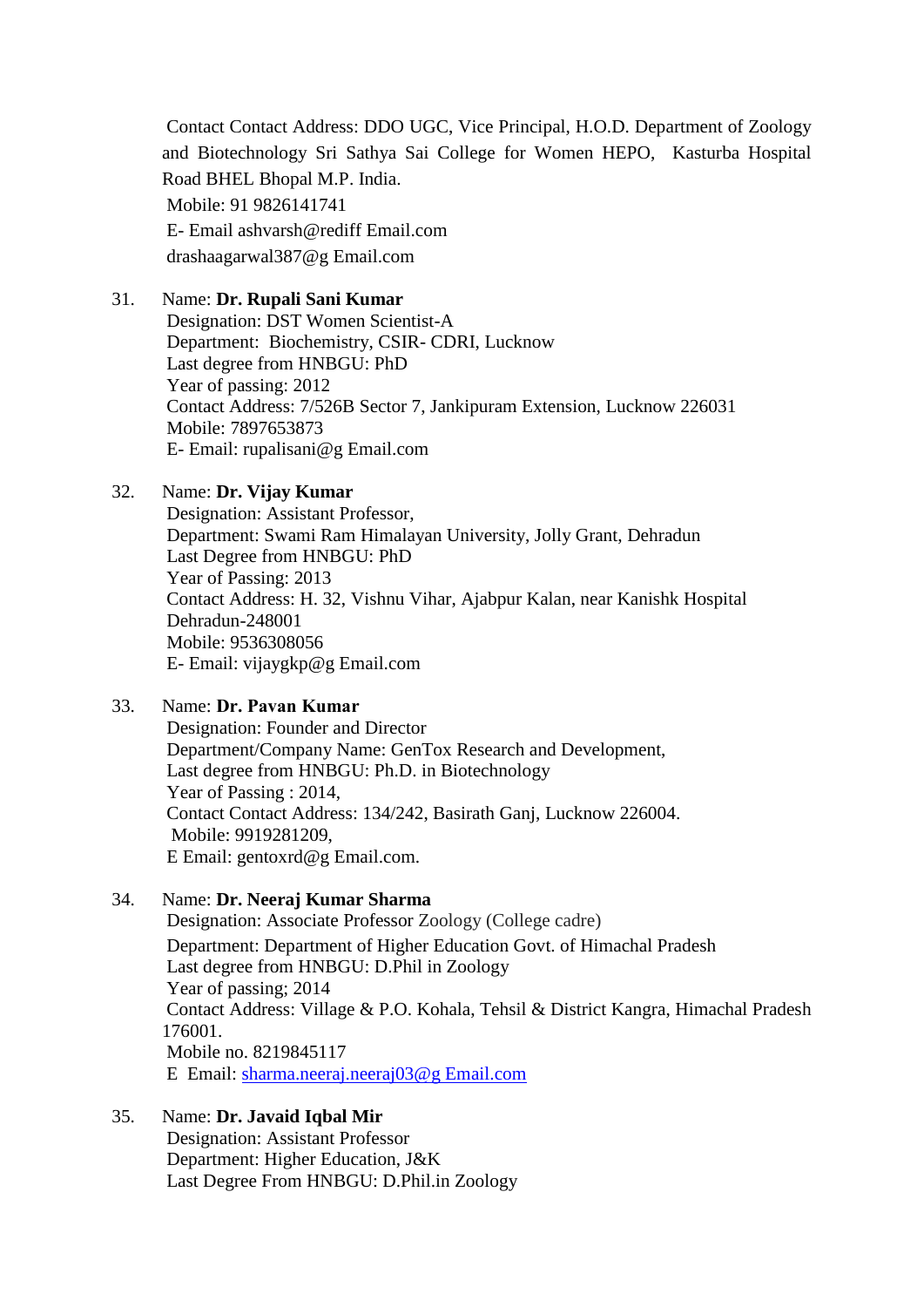Contact Contact Address: DDO UGC, Vice Principal, H.O.D. Department of Zoology and Biotechnology Sri Sathya Sai College for Women HEPO, Kasturba Hospital Road BHEL Bhopal M.P. India.
Mobile: 91 9826141741
E- Email ashvarsh@rediff Email.com
drashaagarwal387@g Email.com

31. Name: **Dr. Rupali Sani Kumar**
Designation: DST Women Scientist-A
Department: Biochemistry, CSIR- CDRI, Lucknow
Last degree from HNBGU: PhD
Year of passing: 2012
Contact Address: 7/526B Sector 7, Jankipuram Extension, Lucknow 226031
Mobile: 7897653873
E- Email: rupalisani@g Email.com

32. Name: **Dr. Vijay Kumar**
Designation: Assistant Professor,
Department: Swami Ram Himalayan University, Jolly Grant, Dehradun
Last Degree from HNBGU: PhD
Year of Passing: 2013
Contact Address: H. 32, Vishnu Vihar, Ajabpur Kalan, near Kanishk Hospital Dehradun-248001
Mobile: 9536308056
E- Email: vijaygkp@g Email.com

33. Name: **Dr. Pavan Kumar**
Designation: Founder and Director
Department/Company Name: GenTox Research and Development,
Last degree from HNBGU: Ph.D. in Biotechnology
Year of Passing : 2014,
Contact Contact Address: 134/242, Basirath Ganj, Lucknow 226004.
Mobile: 9919281209,
E Email: gentoxrd@g Email.com.

34. Name: **Dr. Neeraj Kumar Sharma**
Designation: Associate Professor Zoology (College cadre)
Department: Department of Higher Education Govt. of Himachal Pradesh
Last degree from HNBGU: D.Phil in Zoology
Year of passing; 2014
Contact Address: Village & P.O. Kohala, Tehsil & District Kangra, Himachal Pradesh 176001.
Mobile no. 8219845117
E Email: sharma.neeraj.neeraj03@g Email.com

35. Name: **Dr. Javaid Iqbal Mir**
Designation: Assistant Professor
Department: Higher Education, J&K
Last Degree From HNBGU: D.Phil.in Zoology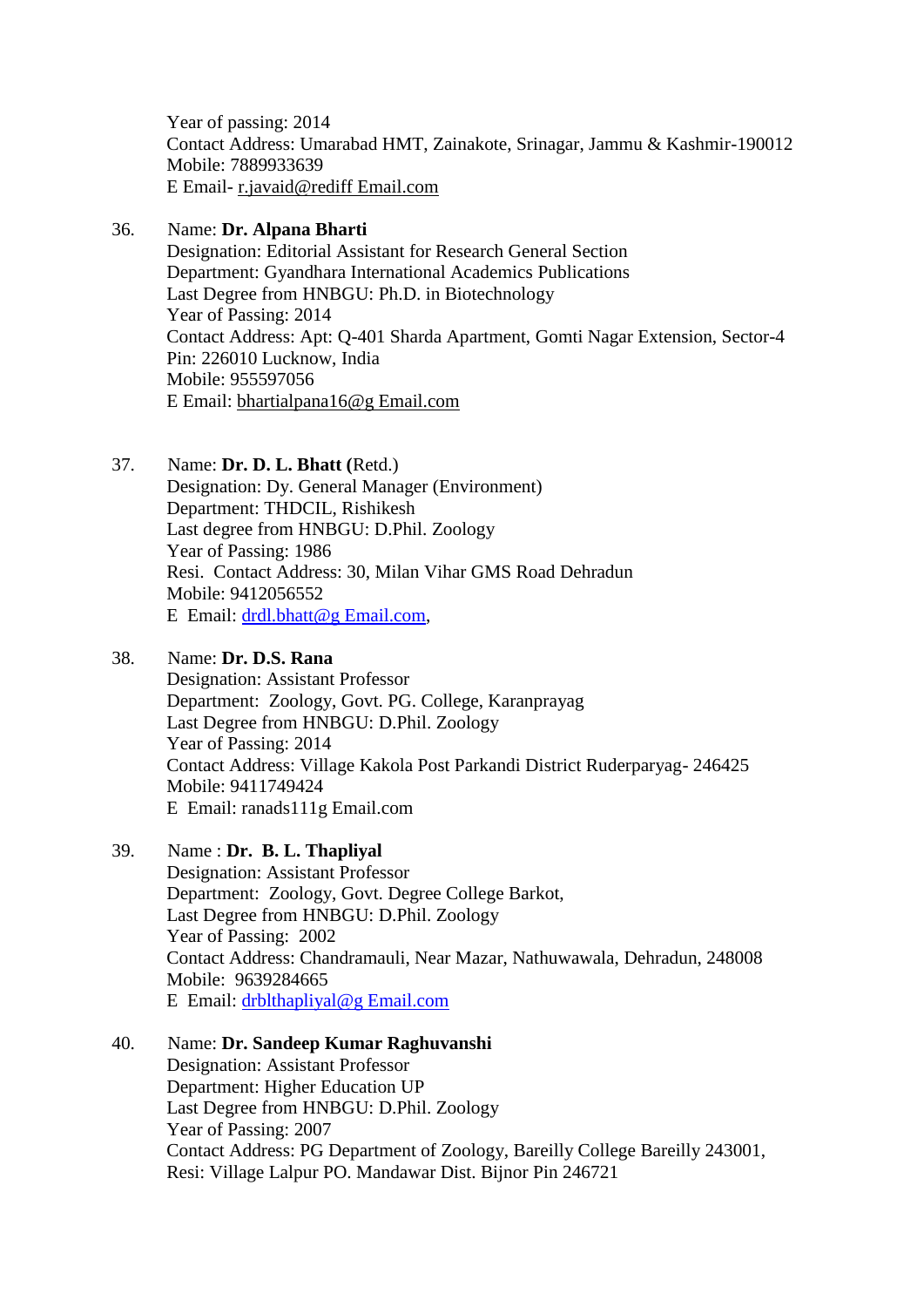Year of passing: 2014
Contact Address: Umarabad HMT, Zainakote, Srinagar, Jammu & Kashmir-190012
Mobile: 7889933639
E Email- r.javaid@rediff Email.com

36. Name: **Dr. Alpana Bharti**
    Designation: Editorial Assistant for Research General Section
    Department: Gyandhara International Academics Publications
    Last Degree from HNBGU: Ph.D. in Biotechnology
    Year of Passing: 2014
    Contact Address: Apt: Q-401 Sharda Apartment, Gomti Nagar Extension, Sector-4
    Pin: 226010 Lucknow, India
    Mobile: 955597056
    E Email: bhartialpana16@g Email.com

37. Name: **Dr. D. L. Bhatt (**Retd.)
    Designation: Dy. General Manager (Environment)
    Department: THDCIL, Rishikesh
    Last degree from HNBGU: D.Phil. Zoology
    Year of Passing: 1986
    Resi. Contact Address: 30, Milan Vihar GMS Road Dehradun
    Mobile: 9412056552
    E Email: drdl.bhatt@g Email.com,

38. Name: **Dr. D.S. Rana**
    Designation: Assistant Professor
    Department: Zoology, Govt. PG. College, Karanprayag
    Last Degree from HNBGU: D.Phil. Zoology
    Year of Passing: 2014
    Contact Address: Village Kakola Post Parkandi District Ruderparyag- 246425
    Mobile: 9411749424
    E Email: ranads111g Email.com

39. Name : **Dr. B. L. Thapliyal**
    Designation: Assistant Professor
    Department: Zoology, Govt. Degree College Barkot,
    Last Degree from HNBGU: D.Phil. Zoology
    Year of Passing: 2002
    Contact Address: Chandramauli, Near Mazar, Nathuwawala, Dehradun, 248008
    Mobile: 9639284665
    E Email: drblthapliyal@g Email.com

40. Name: **Dr. Sandeep Kumar Raghuvanshi**
    Designation: Assistant Professor
    Department: Higher Education UP
    Last Degree from HNBGU: D.Phil. Zoology
    Year of Passing: 2007
    Contact Address: PG Department of Zoology, Bareilly College Bareilly 243001,
    Resi: Village Lalpur PO. Mandawar Dist. Bijnor Pin 246721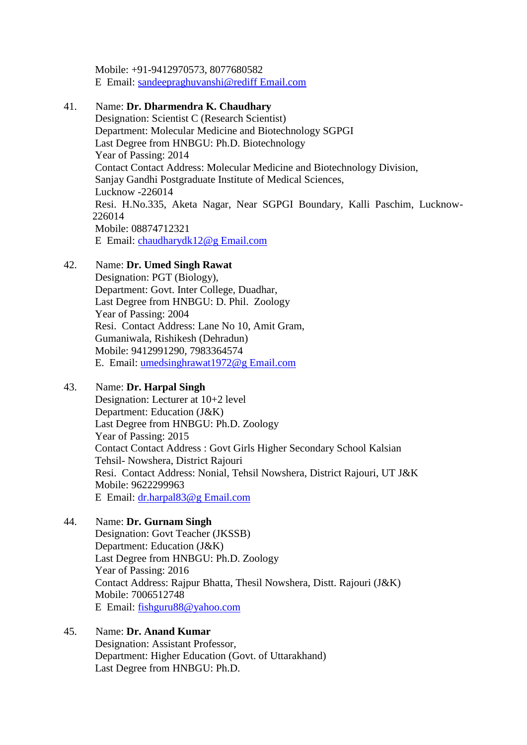Mobile: +91-9412970573, 8077680582
E Email: sandeepraghuvanshi@rediff Email.com

41. Name: **Dr. Dharmendra K. Chaudhary**
Designation: Scientist C (Research Scientist)
Department: Molecular Medicine and Biotechnology SGPGI
Last Degree from HNBGU: Ph.D. Biotechnology
Year of Passing: 2014
Contact Contact Address: Molecular Medicine and Biotechnology Division, Sanjay Gandhi Postgraduate Institute of Medical Sciences, Lucknow -226014
Resi. H.No.335, Aketa Nagar, Near SGPGI Boundary, Kalli Paschim, Lucknow-226014
Mobile: 08874712321
E Email: chaudharydk12@g Email.com

42. Name: **Dr. Umed Singh Rawat**
Designation: PGT (Biology),
Department: Govt. Inter College, Duadhar,
Last Degree from HNBGU: D. Phil. Zoology
Year of Passing: 2004
Resi. Contact Address: Lane No 10, Amit Gram, Gumaniwala, Rishikesh (Dehradun)
Mobile: 9412991290, 7983364574
E. Email: umedsinghrawat1972@g Email.com

43. Name: **Dr. Harpal Singh**
Designation: Lecturer at 10+2 level
Department: Education (J&K)
Last Degree from HNBGU: Ph.D. Zoology
Year of Passing: 2015
Contact Contact Address : Govt Girls Higher Secondary School Kalsian Tehsil- Nowshera, District Rajouri
Resi. Contact Address: Nonial, Tehsil Nowshera, District Rajouri, UT J&K
Mobile: 9622299963
E Email: dr.harpal83@g Email.com

44. Name: **Dr. Gurnam Singh**
Designation: Govt Teacher (JKSSB)
Department: Education (J&K)
Last Degree from HNBGU: Ph.D. Zoology
Year of Passing: 2016
Contact Address: Rajpur Bhatta, Thesil Nowshera, Distt. Rajouri (J&K)
Mobile: 7006512748
E Email: fishguru88@yahoo.com

45. Name: **Dr. Anand Kumar**
Designation: Assistant Professor,
Department: Higher Education (Govt. of Uttarakhand)
Last Degree from HNBGU: Ph.D.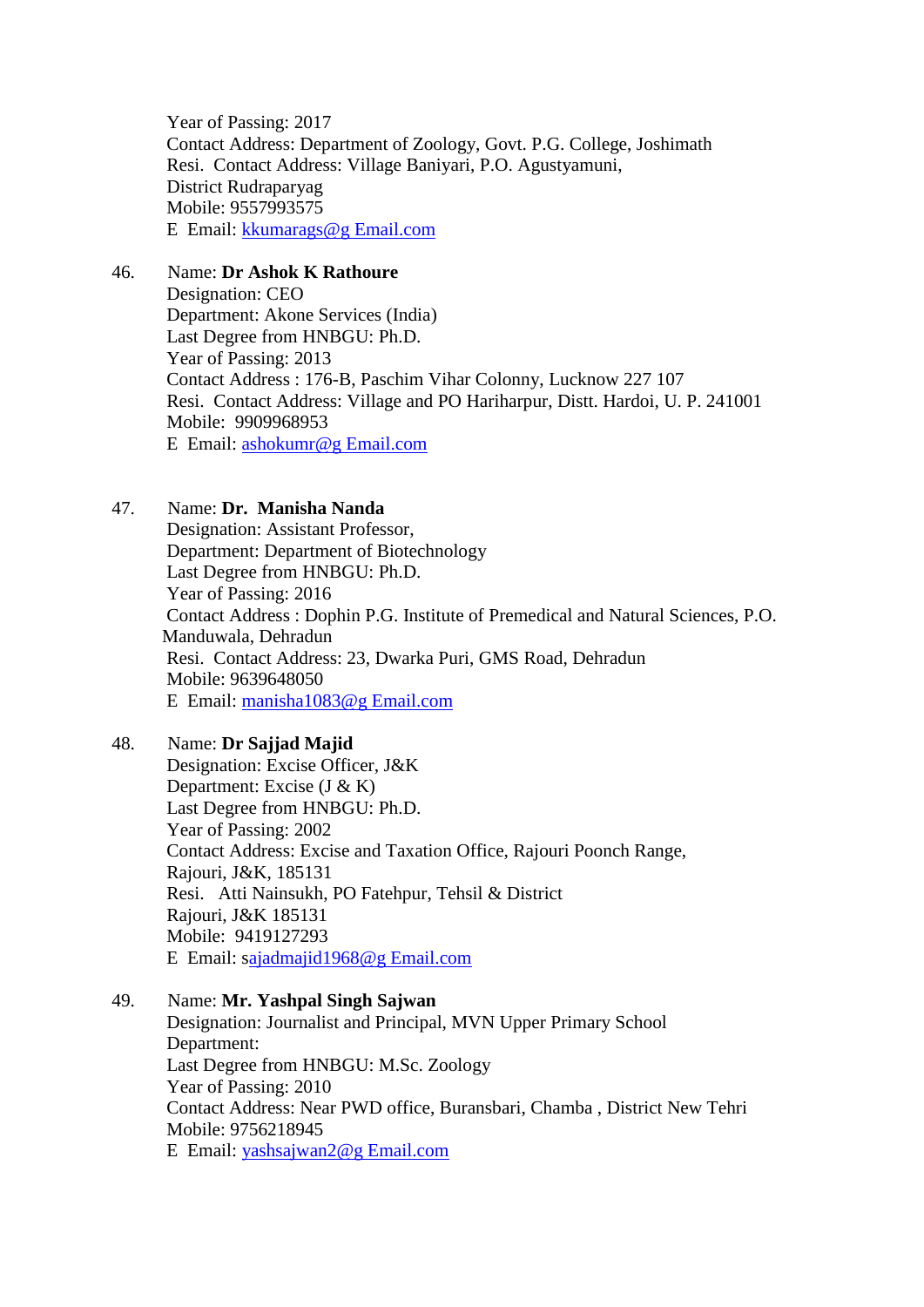Year of Passing: 2017
Contact Address: Department of Zoology, Govt. P.G. College, Joshimath
Resi. Contact Address: Village Baniyari, P.O. Agustyamuni,
District Rudraparyag
Mobile: 9557993575
E Email: kkumarags@g Email.com

46. Name: **Dr Ashok K Rathoure**
Designation: CEO
Department: Akone Services (India)
Last Degree from HNBGU: Ph.D.
Year of Passing: 2013
Contact Address : 176-B, Paschim Vihar Colonny, Lucknow 227 107
Resi. Contact Address: Village and PO Hariharpur, Distt. Hardoi, U. P. 241001
Mobile: 9909968953
E Email: ashokumr@g Email.com

47. Name: **Dr. Manisha Nanda**
Designation: Assistant Professor,
Department: Department of Biotechnology
Last Degree from HNBGU: Ph.D.
Year of Passing: 2016
Contact Address : Dophin P.G. Institute of Premedical and Natural Sciences, P.O. Manduwala, Dehradun
Resi. Contact Address: 23, Dwarka Puri, GMS Road, Dehradun
Mobile: 9639648050
E Email: manisha1083@g Email.com

48. Name: **Dr Sajjad Majid**
Designation: Excise Officer, J&K
Department: Excise (J & K)
Last Degree from HNBGU: Ph.D.
Year of Passing: 2002
Contact Address: Excise and Taxation Office, Rajouri Poonch Range,
Rajouri, J&K, 185131
Resi. Atti Nainsukh, PO Fatehpur, Tehsil & District
Rajouri, J&K 185131
Mobile: 9419127293
E Email: sajadmajid1968@g Email.com

49. Name: **Mr. Yashpal Singh Sajwan**
Designation: Journalist and Principal, MVN Upper Primary School
Department:
Last Degree from HNBGU: M.Sc. Zoology
Year of Passing: 2010
Contact Address: Near PWD office, Buransbari, Chamba , District New Tehri
Mobile: 9756218945
E Email: yashsajwan2@g Email.com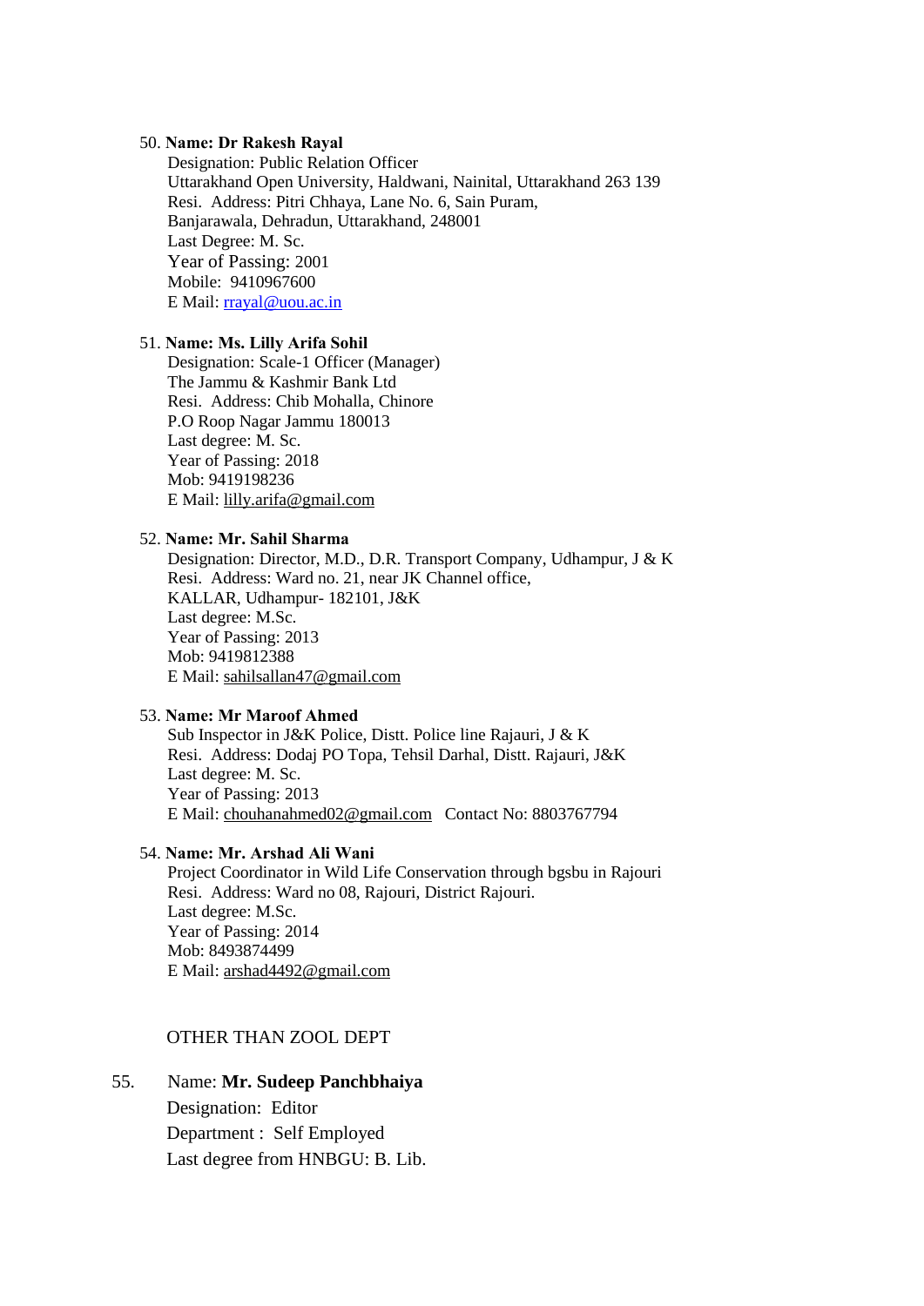50. **Name: Dr Rakesh Rayal**
    Designation: Public Relation Officer
    Uttarakhand Open University, Haldwani, Nainital, Uttarakhand 263 139
    Resi. Address: Pitri Chhaya, Lane No. 6, Sain Puram,
    Banjarawala, Dehradun, Uttarakhand, 248001
    Last Degree: M. Sc.
    Year of Passing: 2001
    Mobile: 9410967600
    E Mail: rrayal@uou.ac.in

51. **Name: Ms. Lilly Arifa Sohil**
    Designation: Scale-1 Officer (Manager)
    The Jammu & Kashmir Bank Ltd
    Resi. Address: Chib Mohalla, Chinore
    P.O Roop Nagar Jammu 180013
    Last degree: M. Sc.
    Year of Passing: 2018
    Mob: 9419198236
    E Mail: lilly.arifa@gmail.com

52. **Name: Mr. Sahil Sharma**
    Designation: Director, M.D., D.R. Transport Company, Udhampur, J & K
    Resi. Address: Ward no. 21, near JK Channel office,
    KALLAR, Udhampur- 182101, J&K
    Last degree: M.Sc.
    Year of Passing: 2013
    Mob: 9419812388
    E Mail: sahilsallan47@gmail.com

53. **Name: Mr Maroof Ahmed**
    Sub Inspector in J&K Police, Distt. Police line Rajauri, J & K
    Resi. Address: Dodaj PO Topa, Tehsil Darhal, Distt. Rajauri, J&K
    Last degree: M. Sc.
    Year of Passing: 2013
    E Mail: chouhanahmed02@gmail.com Contact No: 8803767794

54. **Name: Mr. Arshad Ali Wani**
    Project Coordinator in Wild Life Conservation through bgsbu in Rajouri
    Resi. Address: Ward no 08, Rajouri, District Rajouri.
    Last degree: M.Sc.
    Year of Passing: 2014
    Mob: 8493874499
    E Mail: arshad4492@gmail.com

OTHER THAN ZOOL DEPT

55. Name: **Mr. Sudeep Panchbhaiya**
    Designation: Editor
    Department : Self Employed
    Last degree from HNBGU: B. Lib.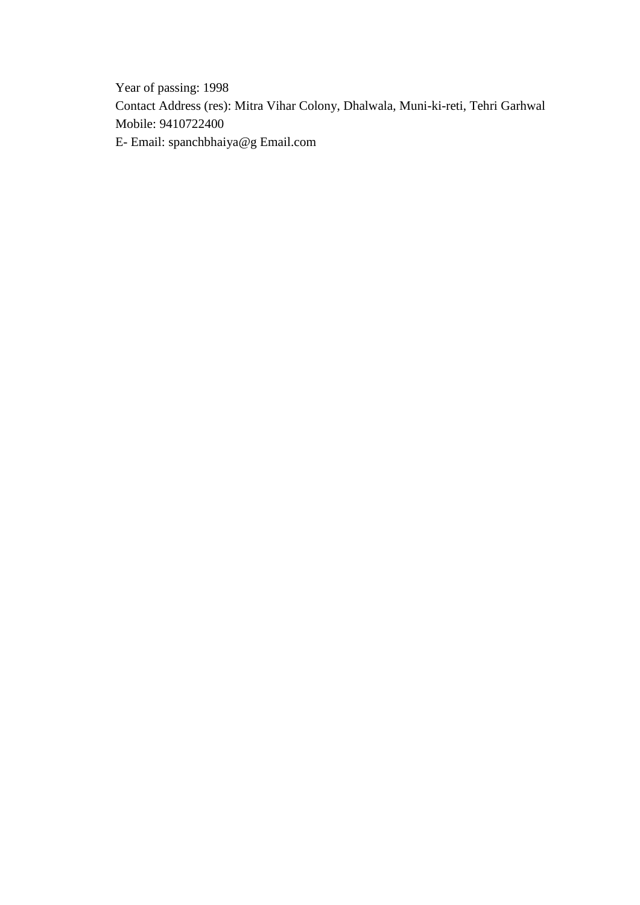Year of passing: 1998
Contact Address (res): Mitra Vihar Colony, Dhalwala, Muni-ki-reti, Tehri Garhwal
Mobile: 9410722400
E- Email: spanchbhaiya@g Email.com